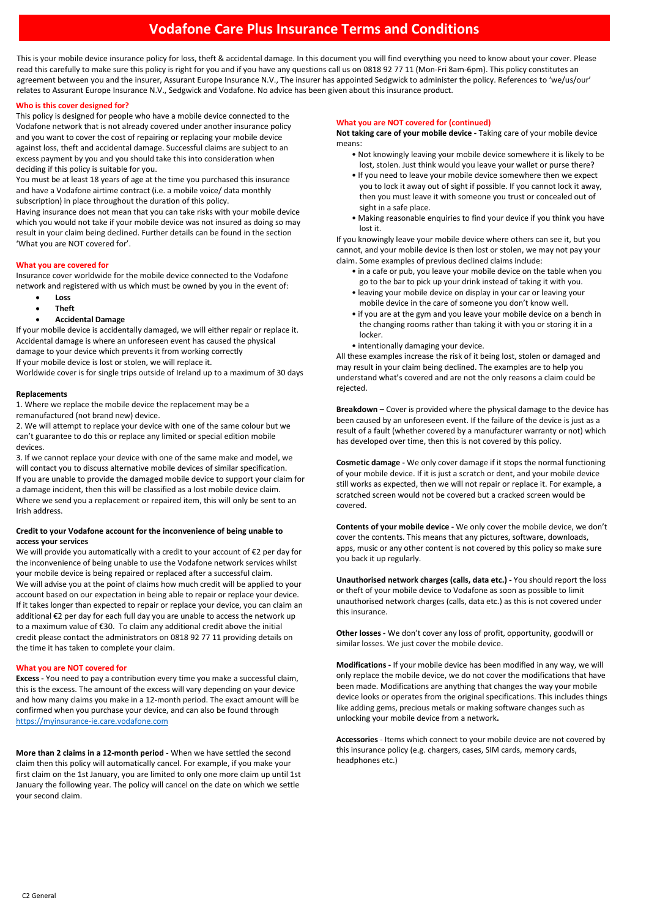# Vodafone Care Plus Insurance Terms and Conditions

This is your mobile device insurance policy for loss, theft & accidental damage. In this document you will find everything you need to know about your cover. Please read this carefully to make sure this policy is right for you and if you have any questions call us on 0818 92 77 11 (Mon-Fri 8am-6pm). This policy constitutes an agreement between you and the insurer, Assurant Europe Insurance N.V., The insurer has appointed Sedgwick to administer the policy. References to 'we/us/our' relates to Assurant Europe Insurance N.V., Sedgwick and Vodafone. No advice has been given about this insurance product.

## Who is this cover designed for?

This policy is designed for people who have a mobile device connected to the Vodafone network that is not already covered under another insurance policy and you want to cover the cost of repairing or replacing your mobile device against loss, theft and accidental damage. Successful claims are subject to an excess payment by you and you should take this into consideration when deciding if this policy is suitable for you.

You must be at least 18 years of age at the time you purchased this insurance and have a Vodafone airtime contract (i.e. a mobile voice/ data monthly subscription) in place throughout the duration of this policy.

Having insurance does not mean that you can take risks with your mobile device which you would not take if your mobile device was not insured as doing so may result in your claim being declined. Further details can be found in the section 'What you are NOT covered for'.

## What you are covered for

Insurance cover worldwide for the mobile device connected to the Vodafone network and registered with us which must be owned by you in the event of:

- **Loss**
- **Theft**
- **Accidental Damage**

If your mobile device is accidentally damaged, we will either repair or replace it. Accidental damage is where an unforeseen event has caused the physical damage to your device which prevents it from working correctly

If your mobile device is lost or stolen, we will replace it.

Worldwide cover is for single trips outside of Ireland up to a maximum of 30 days

### Replacements

1. Where we replace the mobile device the replacement may be a remanufactured (not brand new) device.
2. We will attempt to replace your device with one of the same colour but we can't guarantee to do this or replace any limited or special edition mobile devices.
3. If we cannot replace your device with one of the same make and model, we will contact you to discuss alternative mobile devices of similar specification.

If you are unable to provide the damaged mobile device to support your claim for a damage incident, then this will be classified as a lost mobile device claim.

Where we send you a replacement or repaired item, this will only be sent to an Irish address.

### Credit to your Vodafone account for the inconvenience of being unable to access your services

We will provide you automatically with a credit to your account of €2 per day for the inconvenience of being unable to use the Vodafone network services whilst your mobile device is being repaired or replaced after a successful claim.

We will advise you at the point of claims how much credit will be applied to your account based on our expectation in being able to repair or replace your device. If it takes longer than expected to repair or replace your device, you can claim an additional €2 per day for each full day you are unable to access the network up to a maximum value of €30. To claim any additional credit above the initial credit please contact the administrators on 0818 92 77 11 providing details on the time it has taken to complete your claim.

## What you are NOT covered for

**Excess -** You need to pay a contribution every time you make a successful claim, this is the excess. The amount of the excess will vary depending on your device and how many claims you make in a 12-month period. The exact amount will be confirmed when you purchase your device, and can also be found through https://myinsurance-ie.care.vodafone.com

**More than 2 claims in a 12-month period** - When we have settled the second claim then this policy will automatically cancel. For example, if you make your first claim on the 1st January, you are limited to only one more claim up until 1st January the following year. The policy will cancel on the date on which we settle your second claim.

## What you are NOT covered for (continued)

**Not taking care of your mobile device -** Taking care of your mobile device means:

- Not knowingly leaving your mobile device somewhere it is likely to be lost, stolen. Just think would you leave your wallet or purse there?
- If you need to leave your mobile device somewhere then we expect you to lock it away out of sight if possible. If you cannot lock it away, then you must leave it with someone you trust or concealed out of sight in a safe place.
- Making reasonable enquiries to find your device if you think you have lost it.

If you knowingly leave your mobile device where others can see it, but you cannot, and your mobile device is then lost or stolen, we may not pay your claim. Some examples of previous declined claims include:

- in a cafe or pub, you leave your mobile device on the table when you go to the bar to pick up your drink instead of taking it with you.
- leaving your mobile device on display in your car or leaving your mobile device in the care of someone you don't know well.
- if you are at the gym and you leave your mobile device on a bench in the changing rooms rather than taking it with you or storing it in a locker.
- intentionally damaging your device.

All these examples increase the risk of it being lost, stolen or damaged and may result in your claim being declined. The examples are to help you understand what's covered and are not the only reasons a claim could be rejected.

**Breakdown –** Cover is provided where the physical damage to the device has been caused by an unforeseen event. If the failure of the device is just as a result of a fault (whether covered by a manufacturer warranty or not) which has developed over time, then this is not covered by this policy.

**Cosmetic damage -** We only cover damage if it stops the normal functioning of your mobile device. If it is just a scratch or dent, and your mobile device still works as expected, then we will not repair or replace it. For example, a scratched screen would not be covered but a cracked screen would be covered.

**Contents of your mobile device -** We only cover the mobile device, we don't cover the contents. This means that any pictures, software, downloads, apps, music or any other content is not covered by this policy so make sure you back it up regularly.

**Unauthorised network charges (calls, data etc.) -** You should report the loss or theft of your mobile device to Vodafone as soon as possible to limit unauthorised network charges (calls, data etc.) as this is not covered under this insurance.

**Other losses -** We don't cover any loss of profit, opportunity, goodwill or similar losses. We just cover the mobile device.

**Modifications -** If your mobile device has been modified in any way, we will only replace the mobile device, we do not cover the modifications that have been made. Modifications are anything that changes the way your mobile device looks or operates from the original specifications. This includes things like adding gems, precious metals or making software changes such as unlocking your mobile device from a network**.**

**Accessories** - Items which connect to your mobile device are not covered by this insurance policy (e.g. chargers, cases, SIM cards, memory cards, headphones etc.)

C2 General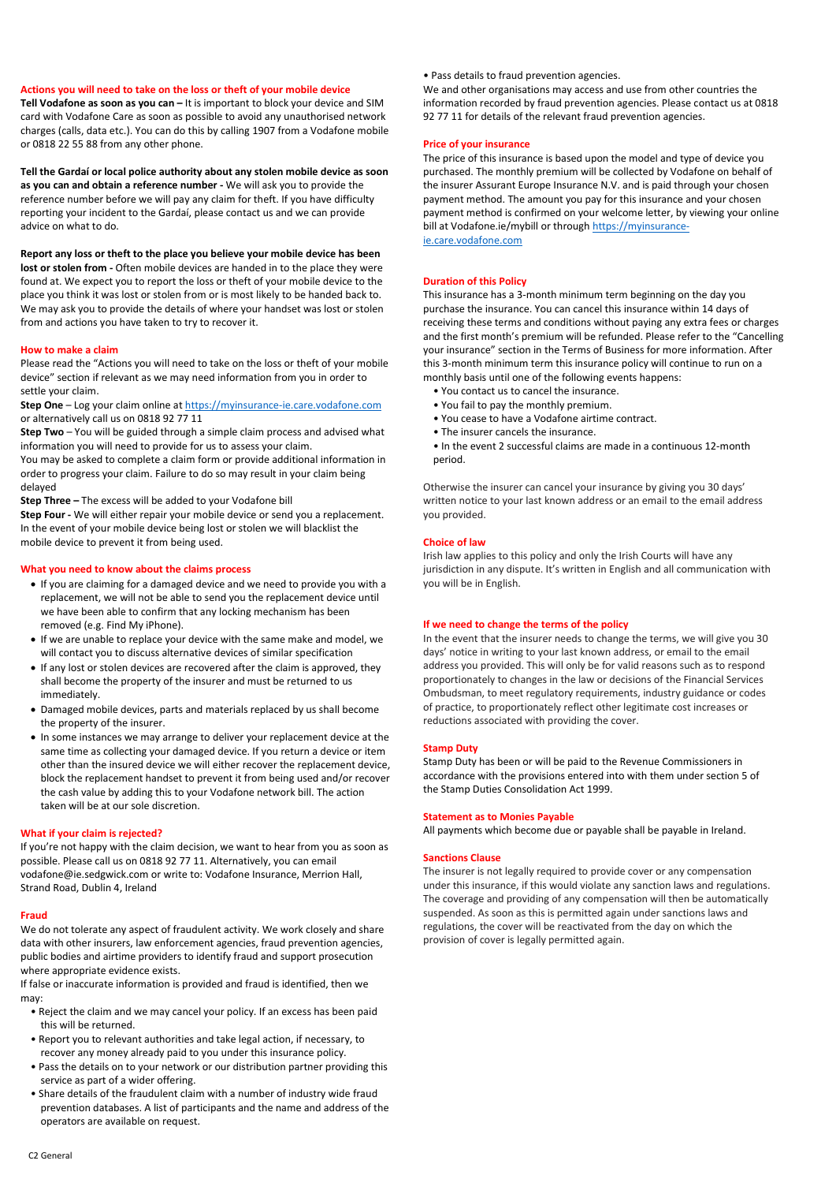## Actions you will need to take on the loss or theft of your mobile device

**Tell Vodafone as soon as you can –** It is important to block your device and SIM card with Vodafone Care as soon as possible to avoid any unauthorised network charges (calls, data etc.). You can do this by calling 1907 from a Vodafone mobile or 0818 22 55 88 from any other phone.

**Tell the Gardaí or local police authority about any stolen mobile device as soon as you can and obtain a reference number -** We will ask you to provide the reference number before we will pay any claim for theft. If you have difficulty reporting your incident to the Gardaí, please contact us and we can provide advice on what to do.

**Report any loss or theft to the place you believe your mobile device has been lost or stolen from -** Often mobile devices are handed in to the place they were found at. We expect you to report the loss or theft of your mobile device to the place you think it was lost or stolen from or is most likely to be handed back to. We may ask you to provide the details of where your handset was lost or stolen from and actions you have taken to try to recover it.

## How to make a claim

Please read the "Actions you will need to take on the loss or theft of your mobile device" section if relevant as we may need information from you in order to settle your claim.

**Step One** – Log your claim online at https://myinsurance-ie.care.vodafone.com or alternatively call us on 0818 92 77 11

**Step Two** – You will be guided through a simple claim process and advised what information you will need to provide for us to assess your claim.

You may be asked to complete a claim form or provide additional information in order to progress your claim. Failure to do so may result in your claim being delayed

**Step Three –** The excess will be added to your Vodafone bill

**Step Four -** We will either repair your mobile device or send you a replacement. In the event of your mobile device being lost or stolen we will blacklist the mobile device to prevent it from being used.

## What you need to know about the claims process

- If you are claiming for a damaged device and we need to provide you with a replacement, we will not be able to send you the replacement device until we have been able to confirm that any locking mechanism has been removed (e.g. Find My iPhone).
- If we are unable to replace your device with the same make and model, we will contact you to discuss alternative devices of similar specification
- If any lost or stolen devices are recovered after the claim is approved, they shall become the property of the insurer and must be returned to us immediately.
- Damaged mobile devices, parts and materials replaced by us shall become the property of the insurer.
- In some instances we may arrange to deliver your replacement device at the same time as collecting your damaged device. If you return a device or item other than the insured device we will either recover the replacement device, block the replacement handset to prevent it from being used and/or recover the cash value by adding this to your Vodafone network bill. The action taken will be at our sole discretion.

## What if your claim is rejected?

If you're not happy with the claim decision, we want to hear from you as soon as possible. Please call us on 0818 92 77 11. Alternatively, you can email vodafone@ie.sedgwick.com or write to: Vodafone Insurance, Merrion Hall, Strand Road, Dublin 4, Ireland

## Fraud

We do not tolerate any aspect of fraudulent activity. We work closely and share data with other insurers, law enforcement agencies, fraud prevention agencies, public bodies and airtime providers to identify fraud and support prosecution where appropriate evidence exists.

If false or inaccurate information is provided and fraud is identified, then we may:

- Reject the claim and we may cancel your policy. If an excess has been paid this will be returned.
- Report you to relevant authorities and take legal action, if necessary, to recover any money already paid to you under this insurance policy.
- Pass the details on to your network or our distribution partner providing this service as part of a wider offering.
- Share details of the fraudulent claim with a number of industry wide fraud prevention databases. A list of participants and the name and address of the operators are available on request.
- Pass details to fraud prevention agencies.

We and other organisations may access and use from other countries the information recorded by fraud prevention agencies. Please contact us at 0818 92 77 11 for details of the relevant fraud prevention agencies.

## Price of your insurance

The price of this insurance is based upon the model and type of device you purchased. The monthly premium will be collected by Vodafone on behalf of the insurer Assurant Europe Insurance N.V. and is paid through your chosen payment method. The amount you pay for this insurance and your chosen payment method is confirmed on your welcome letter, by viewing your online bill at Vodafone.ie/mybill or through https://myinsurance-ie.care.vodafone.com

## Duration of this Policy

This insurance has a 3-month minimum term beginning on the day you purchase the insurance. You can cancel this insurance within 14 days of receiving these terms and conditions without paying any extra fees or charges and the first month's premium will be refunded. Please refer to the "Cancelling your insurance" section in the Terms of Business for more information. After this 3-month minimum term this insurance policy will continue to run on a monthly basis until one of the following events happens:

- You contact us to cancel the insurance.
- You fail to pay the monthly premium.
- You cease to have a Vodafone airtime contract.
- The insurer cancels the insurance.
- In the event 2 successful claims are made in a continuous 12-month period.

Otherwise the insurer can cancel your insurance by giving you 30 days' written notice to your last known address or an email to the email address you provided.

## Choice of law

Irish law applies to this policy and only the Irish Courts will have any jurisdiction in any dispute. It's written in English and all communication with you will be in English.

## If we need to change the terms of the policy

In the event that the insurer needs to change the terms, we will give you 30 days' notice in writing to your last known address, or email to the email address you provided. This will only be for valid reasons such as to respond proportionately to changes in the law or decisions of the Financial Services Ombudsman, to meet regulatory requirements, industry guidance or codes of practice, to proportionately reflect other legitimate cost increases or reductions associated with providing the cover.

## Stamp Duty

Stamp Duty has been or will be paid to the Revenue Commissioners in accordance with the provisions entered into with them under section 5 of the Stamp Duties Consolidation Act 1999.

## Statement as to Monies Payable

All payments which become due or payable shall be payable in Ireland.

## Sanctions Clause

The insurer is not legally required to provide cover or any compensation under this insurance, if this would violate any sanction laws and regulations. The coverage and providing of any compensation will then be automatically suspended. As soon as this is permitted again under sanctions laws and regulations, the cover will be reactivated from the day on which the provision of cover is legally permitted again.